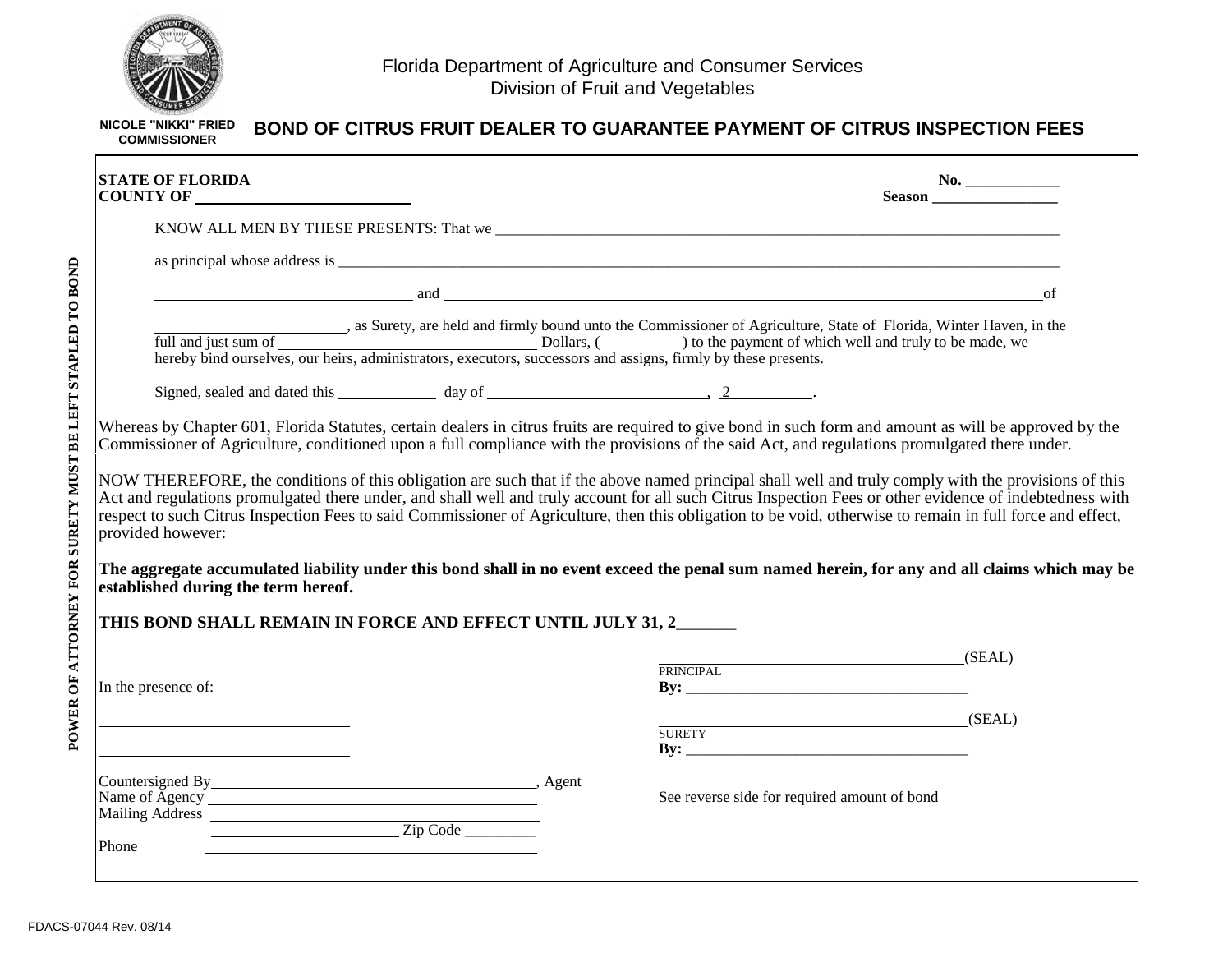Florida Department of Agriculture and Consumer Services
Division of Fruit and Vegetables

NICOLE "NIKKI" FRIED
COMMISSIONER

# BOND OF CITRUS FRUIT DEALER TO GUARANTEE PAYMENT OF CITRUS INSPECTION FEES

POWER OF ATTORNEY FOR SURETY MUST BE LEFT STAPLED TO BOND

**STATE OF FLORIDA** **No.** ____________
**COUNTY OF** ___________________________ **Season** ________________

KNOW ALL MEN BY THESE PRESENTS: That we ______________________________________________________________________________

as principal whose address is ______________________________________________________________________________________________

_________________________________ and _______________________________________________________________________________of

_________________________, as Surety, are held and firmly bound unto the Commissioner of Agriculture, State of Florida, Winter Haven, in the full and just sum of _________________________________ Dollars, (__________) to the payment of which well and truly to be made, we hereby bind ourselves, our heirs, administrators, executors, successors and assigns, firmly by these presents.

Signed, sealed and dated this ____________ day of ____________________________, 2___________.

Whereas by Chapter 601, Florida Statutes, certain dealers in citrus fruits are required to give bond in such form and amount as will be approved by the Commissioner of Agriculture, conditioned upon a full compliance with the provisions of the said Act, and regulations promulgated there under.

NOW THEREFORE, the conditions of this obligation are such that if the above named principal shall well and truly comply with the provisions of this Act and regulations promulgated there under, and shall well and truly account for all such Citrus Inspection Fees or other evidence of indebtedness with respect to such Citrus Inspection Fees to said Commissioner of Agriculture, then this obligation to be void, otherwise to remain in full force and effect, provided however:

**The aggregate accumulated liability under this bond shall in no event exceed the penal sum named herein, for any and all claims which may be established during the term hereof.**

**THIS BOND SHALL REMAIN IN FORCE AND EFFECT UNTIL JULY 31, 2**_______

_______________________________________(SEAL)
PRINCIPAL
**By:** _____________________________________

In the presence of:

_______________________________

_______________________________

_______________________________________(SEAL)
SURETY
**By:** _____________________________________

Countersigned By__________________________________________, Agent
Name of Agency __________________________________________
Mailing Address __________________________________________
________________________ Zip Code _________
Phone __________________________________________

See reverse side for required amount of bond

FDACS-07044 Rev. 08/14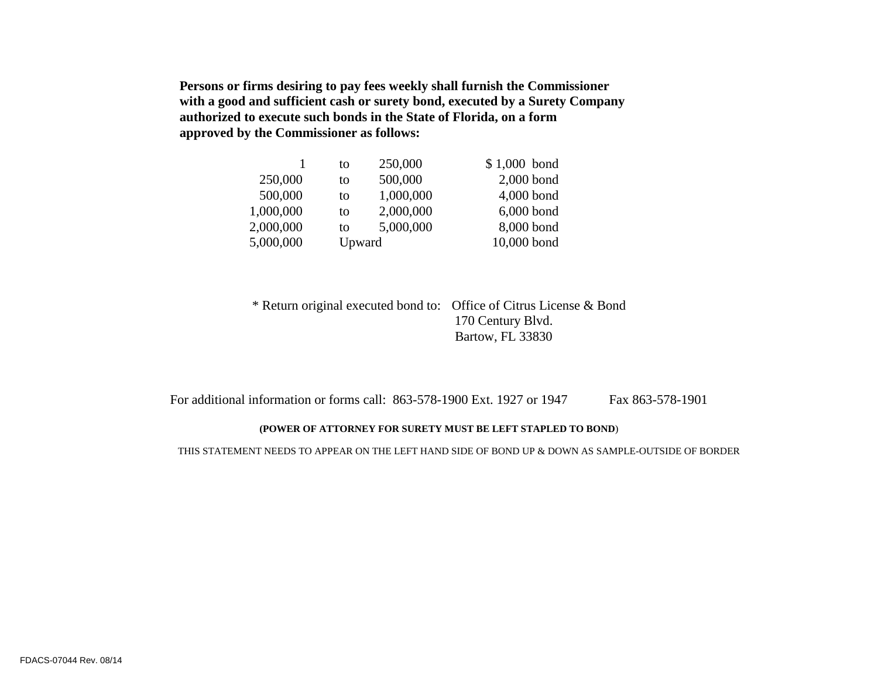**Persons or firms desiring to pay fees weekly shall furnish the Commissioner with a good and sufficient cash or surety bond, executed by a Surety Company authorized to execute such bonds in the State of Florida, on a form approved by the Commissioner as follows:**

| | | | |
|---|---|---|---|
| 1 | to | 250,000 | $ 1,000 bond |
| 250,000 | to | 500,000 | 2,000 bond |
| 500,000 | to | 1,000,000 | 4,000 bond |
| 1,000,000 | to | 2,000,000 | 6,000 bond |
| 2,000,000 | to | 5,000,000 | 8,000 bond |
| 5,000,000 | Upward | | 10,000 bond |

* Return original executed bond to: Office of Citrus License & Bond
170 Century Blvd.
Bartow, FL 33830

For additional information or forms call: 863-578-1900 Ext. 1927 or 1947 Fax 863-578-1901

**(POWER OF ATTORNEY FOR SURETY MUST BE LEFT STAPLED TO BOND)**

THIS STATEMENT NEEDS TO APPEAR ON THE LEFT HAND SIDE OF BOND UP & DOWN AS SAMPLE-OUTSIDE OF BORDER

FDACS-07044 Rev. 08/14